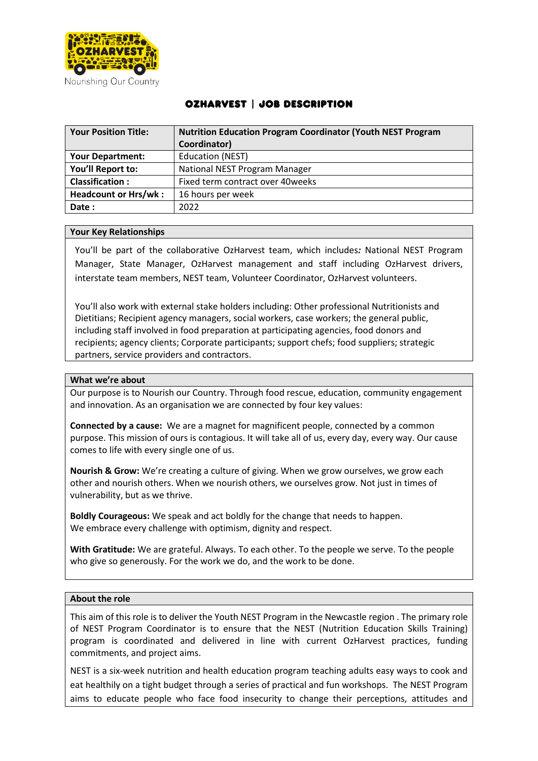Nourishing Our Country

# OZHARVEST | JOB DESCRIPTION

| Your Position Title: | Nutrition Education Program Coordinator (Youth NEST Program Coordinator) |
|---|---|
| Your Department: | Education (NEST) |
| You'll Report to: | National NEST Program Manager |
| Classification : | Fixed term contract over 40weeks |
| Headcount or Hrs/wk : | 16 hours per week |
| Date : | 2022 |

## Your Key Relationships

You'll be part of the collaborative OzHarvest team, which includes*:* National NEST Program Manager, State Manager, OzHarvest management and staff including OzHarvest drivers, interstate team members, NEST team, Volunteer Coordinator, OzHarvest volunteers.

You'll also work with external stake holders including: Other professional Nutritionists and Dietitians; Recipient agency managers, social workers, case workers; the general public, including staff involved in food preparation at participating agencies, food donors and recipients; agency clients; Corporate participants; support chefs; food suppliers; strategic partners, service providers and contractors.

## What we're about

Our purpose is to Nourish our Country. Through food rescue, education, community engagement and innovation. As an organisation we are connected by four key values:

**Connected by a cause:** We are a magnet for magnificent people, connected by a common purpose. This mission of ours is contagious. It will take all of us, every day, every way. Our cause comes to life with every single one of us.

**Nourish & Grow:** We're creating a culture of giving. When we grow ourselves, we grow each other and nourish others. When we nourish others, we ourselves grow. Not just in times of vulnerability, but as we thrive.

**Boldly Courageous:** We speak and act boldly for the change that needs to happen. We embrace every challenge with optimism, dignity and respect.

**With Gratitude:** We are grateful. Always. To each other. To the people we serve. To the people who give so generously. For the work we do, and the work to be done.

## About the role

This aim of this role is to deliver the Youth NEST Program in the Newcastle region . The primary role of NEST Program Coordinator is to ensure that the NEST (Nutrition Education Skills Training) program is coordinated and delivered in line with current OzHarvest practices, funding commitments, and project aims.

NEST is a six-week nutrition and health education program teaching adults easy ways to cook and eat healthily on a tight budget through a series of practical and fun workshops. The NEST Program aims to educate people who face food insecurity to change their perceptions, attitudes and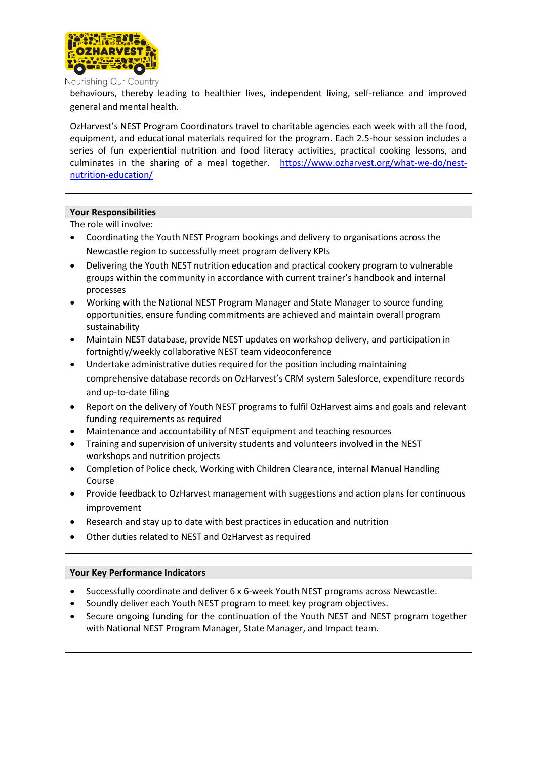behaviours, thereby leading to healthier lives, independent living, self-reliance and improved general and mental health.

OzHarvest's NEST Program Coordinators travel to charitable agencies each week with all the food, equipment, and educational materials required for the program. Each 2.5-hour session includes a series of fun experiential nutrition and food literacy activities, practical cooking lessons, and culminates in the sharing of a meal together. https://www.ozharvest.org/what-we-do/nest-nutrition-education/

## Your Responsibilities

The role will involve:

- Coordinating the Youth NEST Program bookings and delivery to organisations across the Newcastle region to successfully meet program delivery KPIs
- Delivering the Youth NEST nutrition education and practical cookery program to vulnerable groups within the community in accordance with current trainer's handbook and internal processes
- Working with the National NEST Program Manager and State Manager to source funding opportunities, ensure funding commitments are achieved and maintain overall program sustainability
- Maintain NEST database, provide NEST updates on workshop delivery, and participation in fortnightly/weekly collaborative NEST team videoconference
- Undertake administrative duties required for the position including maintaining comprehensive database records on OzHarvest's CRM system Salesforce, expenditure records and up-to-date filing
- Report on the delivery of Youth NEST programs to fulfil OzHarvest aims and goals and relevant funding requirements as required
- Maintenance and accountability of NEST equipment and teaching resources
- Training and supervision of university students and volunteers involved in the NEST workshops and nutrition projects
- Completion of Police check, Working with Children Clearance, internal Manual Handling Course
- Provide feedback to OzHarvest management with suggestions and action plans for continuous improvement
- Research and stay up to date with best practices in education and nutrition
- Other duties related to NEST and OzHarvest as required

## Your Key Performance Indicators

- Successfully coordinate and deliver 6 x 6-week Youth NEST programs across Newcastle.
- Soundly deliver each Youth NEST program to meet key program objectives.
- Secure ongoing funding for the continuation of the Youth NEST and NEST program together with National NEST Program Manager, State Manager, and Impact team.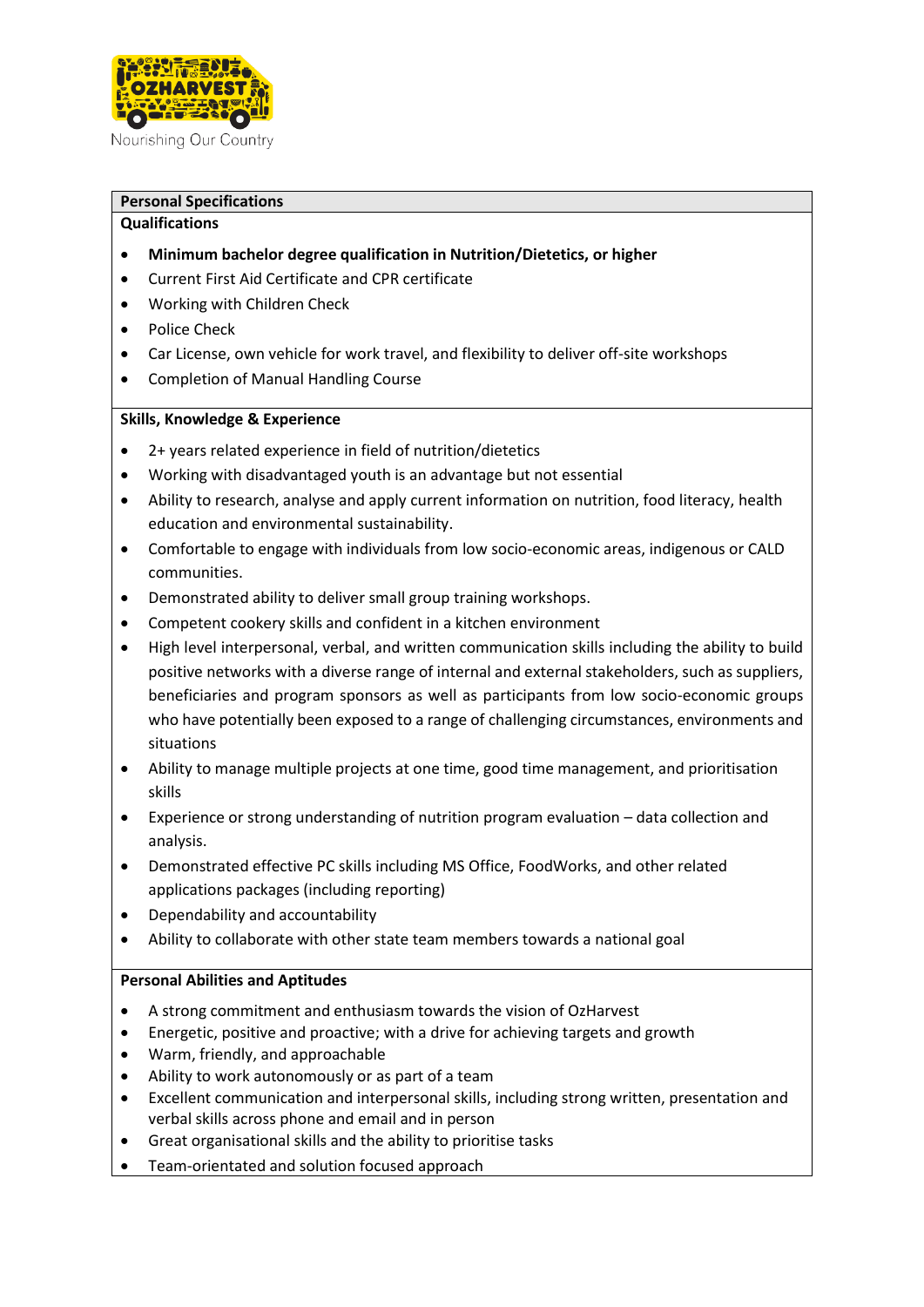Nourishing Our Country

## Personal Specifications

### Qualifications

- **Minimum bachelor degree qualification in Nutrition/Dietetics, or higher**
- Current First Aid Certificate and CPR certificate
- Working with Children Check
- Police Check
- Car License, own vehicle for work travel, and flexibility to deliver off-site workshops
- Completion of Manual Handling Course

### Skills, Knowledge & Experience

- 2+ years related experience in field of nutrition/dietetics
- Working with disadvantaged youth is an advantage but not essential
- Ability to research, analyse and apply current information on nutrition, food literacy, health education and environmental sustainability.
- Comfortable to engage with individuals from low socio-economic areas, indigenous or CALD communities.
- Demonstrated ability to deliver small group training workshops.
- Competent cookery skills and confident in a kitchen environment
- High level interpersonal, verbal, and written communication skills including the ability to build positive networks with a diverse range of internal and external stakeholders, such as suppliers, beneficiaries and program sponsors as well as participants from low socio-economic groups who have potentially been exposed to a range of challenging circumstances, environments and situations
- Ability to manage multiple projects at one time, good time management, and prioritisation skills
- Experience or strong understanding of nutrition program evaluation – data collection and analysis.
- Demonstrated effective PC skills including MS Office, FoodWorks, and other related applications packages (including reporting)
- Dependability and accountability
- Ability to collaborate with other state team members towards a national goal

### Personal Abilities and Aptitudes

- A strong commitment and enthusiasm towards the vision of OzHarvest
- Energetic, positive and proactive; with a drive for achieving targets and growth
- Warm, friendly, and approachable
- Ability to work autonomously or as part of a team
- Excellent communication and interpersonal skills, including strong written, presentation and verbal skills across phone and email and in person
- Great organisational skills and the ability to prioritise tasks
- Team-orientated and solution focused approach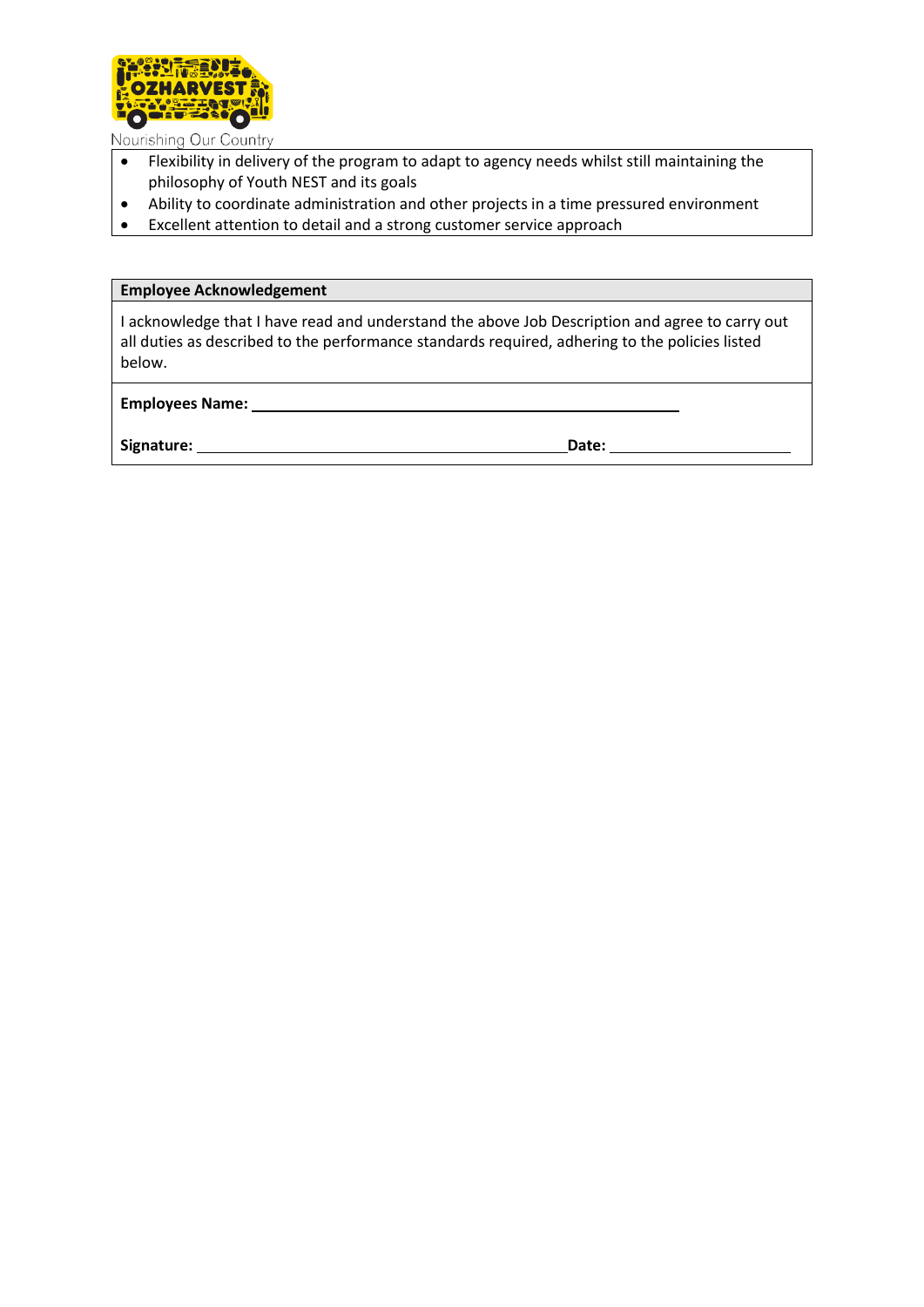- Flexibility in delivery of the program to adapt to agency needs whilst still maintaining the philosophy of Youth NEST and its goals
- Ability to coordinate administration and other projects in a time pressured environment
- Excellent attention to detail and a strong customer service approach

**Employee Acknowledgement**

I acknowledge that I have read and understand the above Job Description and agree to carry out all duties as described to the performance standards required, adhering to the policies listed below.

**Employees Name:** ______________________________________________

**Signature:** ______________________________________________ **Date:** ______________________